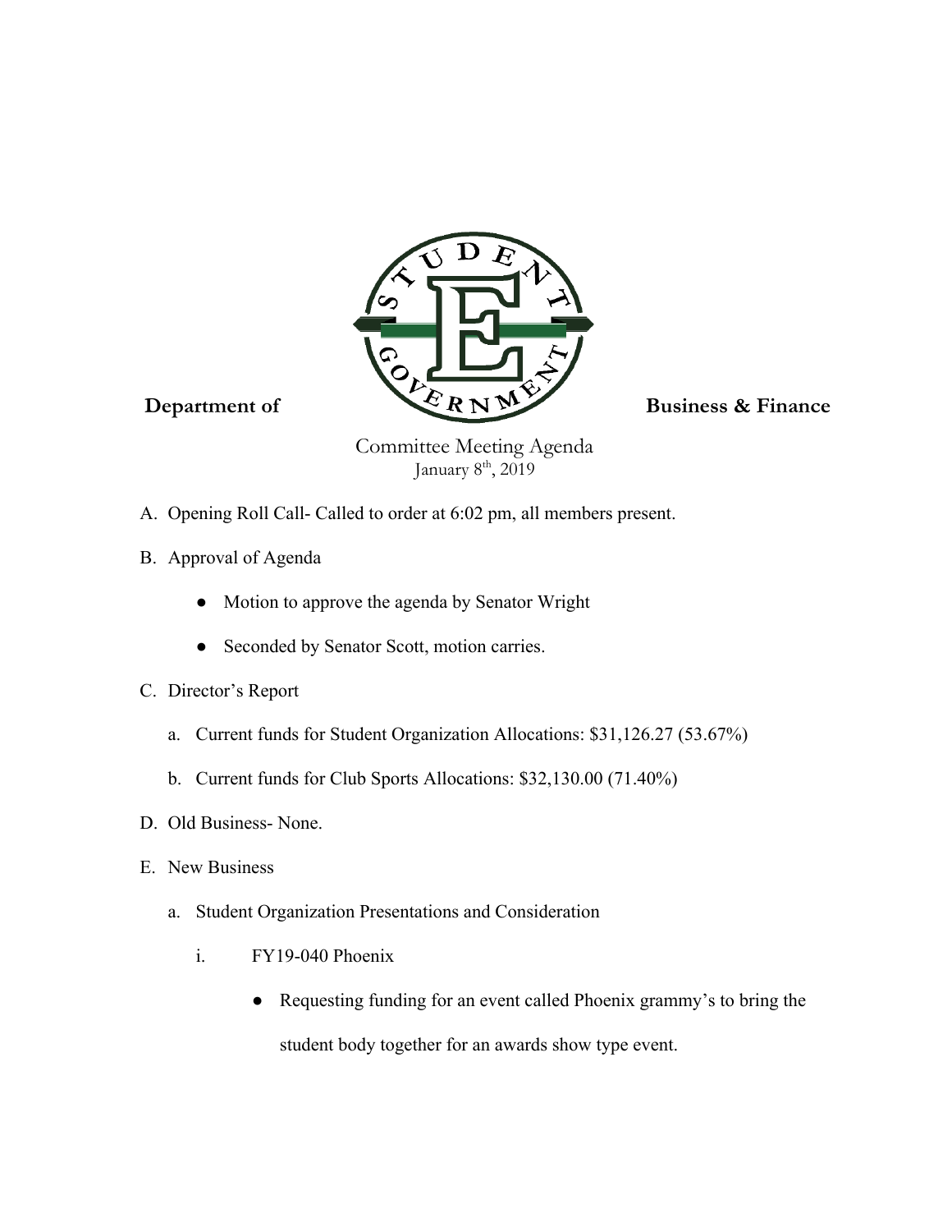**Department of** **Business & Finance**

Committee Meeting Agenda
January 8th, 2019

A. Opening Roll Call- Called to order at 6:02 pm, all members present.

B. Approval of Agenda

- Motion to approve the agenda by Senator Wright
- Seconded by Senator Scott, motion carries.

C. Director's Report

   a. Current funds for Student Organization Allocations: $31,126.27 (53.67%)

   b. Current funds for Club Sports Allocations: $32,130.00 (71.40%)

D. Old Business- None.

E. New Business

   a. Student Organization Presentations and Consideration

      i. FY19-040 Phoenix

      - Requesting funding for an event called Phoenix grammy's to bring the student body together for an awards show type event.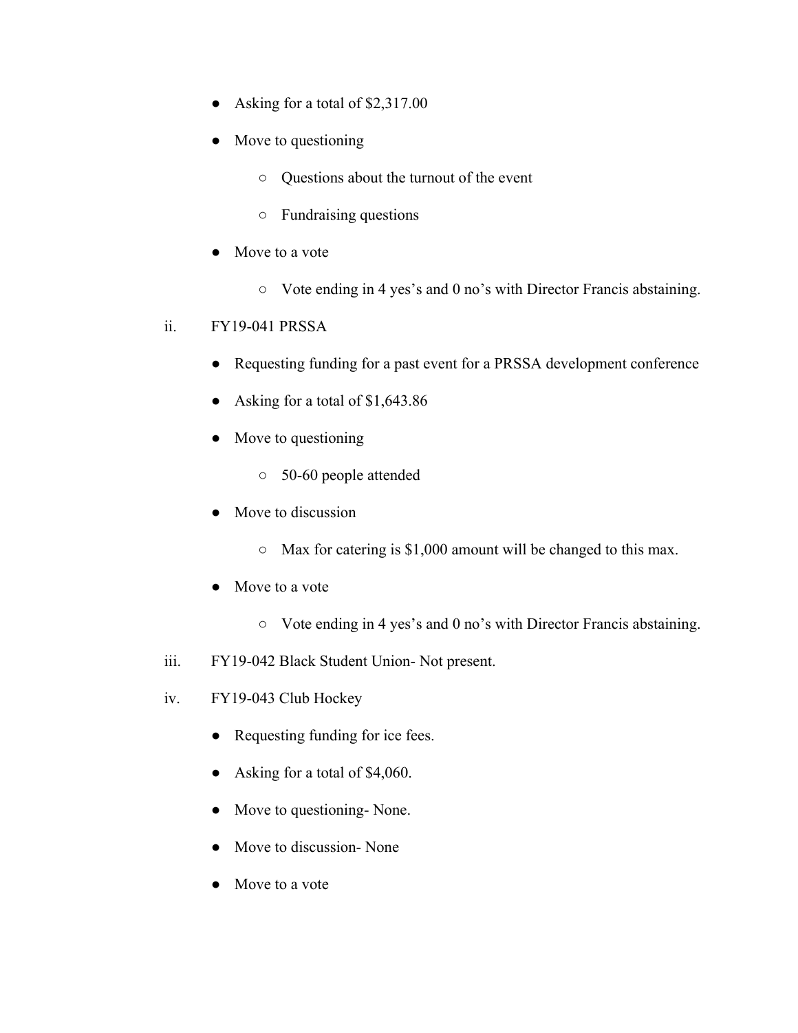- Asking for a total of $2,317.00
- Move to questioning
    - Questions about the turnout of the event
    - Fundraising questions
- Move to a vote
    - Vote ending in 4 yes's and 0 no's with Director Francis abstaining.

ii. FY19-041 PRSSA

- Requesting funding for a past event for a PRSSA development conference
- Asking for a total of $1,643.86
- Move to questioning
    - 50-60 people attended
- Move to discussion
    - Max for catering is $1,000 amount will be changed to this max.
- Move to a vote
    - Vote ending in 4 yes's and 0 no's with Director Francis abstaining.

iii. FY19-042 Black Student Union- Not present.

iv. FY19-043 Club Hockey

- Requesting funding for ice fees.
- Asking for a total of $4,060.
- Move to questioning- None.
- Move to discussion- None
- Move to a vote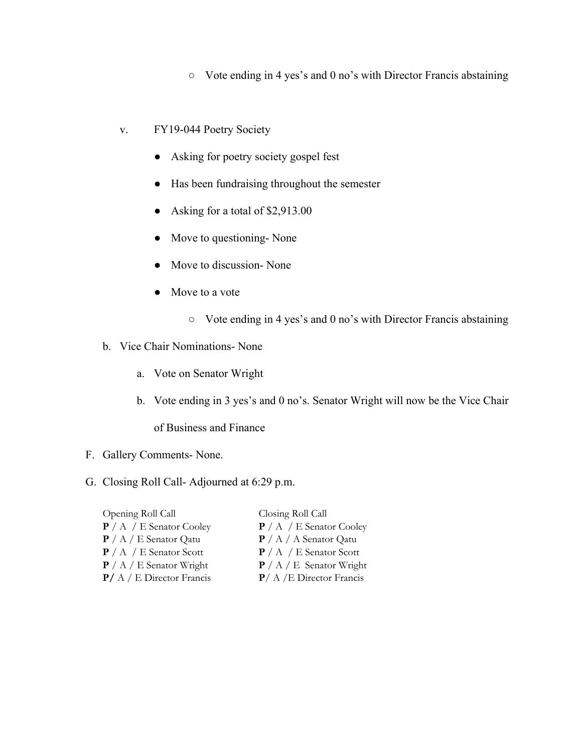- Vote ending in 4 yes's and 0 no's with Director Francis abstaining

v. FY19-044 Poetry Society

- Asking for poetry society gospel fest
- Has been fundraising throughout the semester
- Asking for a total of $2,913.00
- Move to questioning- None
- Move to discussion- None
- Move to a vote
  - Vote ending in 4 yes's and 0 no's with Director Francis abstaining

b. Vice Chair Nominations- None

  a. Vote on Senator Wright

  b. Vote ending in 3 yes's and 0 no's. Senator Wright will now be the Vice Chair of Business and Finance

F. Gallery Comments- None.

G. Closing Roll Call- Adjourned at 6:29 p.m.

| Opening Roll Call | Closing Roll Call |
|---|---|
| **P** / A / E Senator Cooley | **P** / A / E Senator Cooley |
| **P** / A / E Senator Qatu | **P** / A / A Senator Qatu |
| **P** / A / E Senator Scott | **P** / A / E Senator Scott |
| **P** / A / E Senator Wright | **P** / A / E Senator Wright |
| **P/** A / E Director Francis | **P**/ A /E Director Francis |